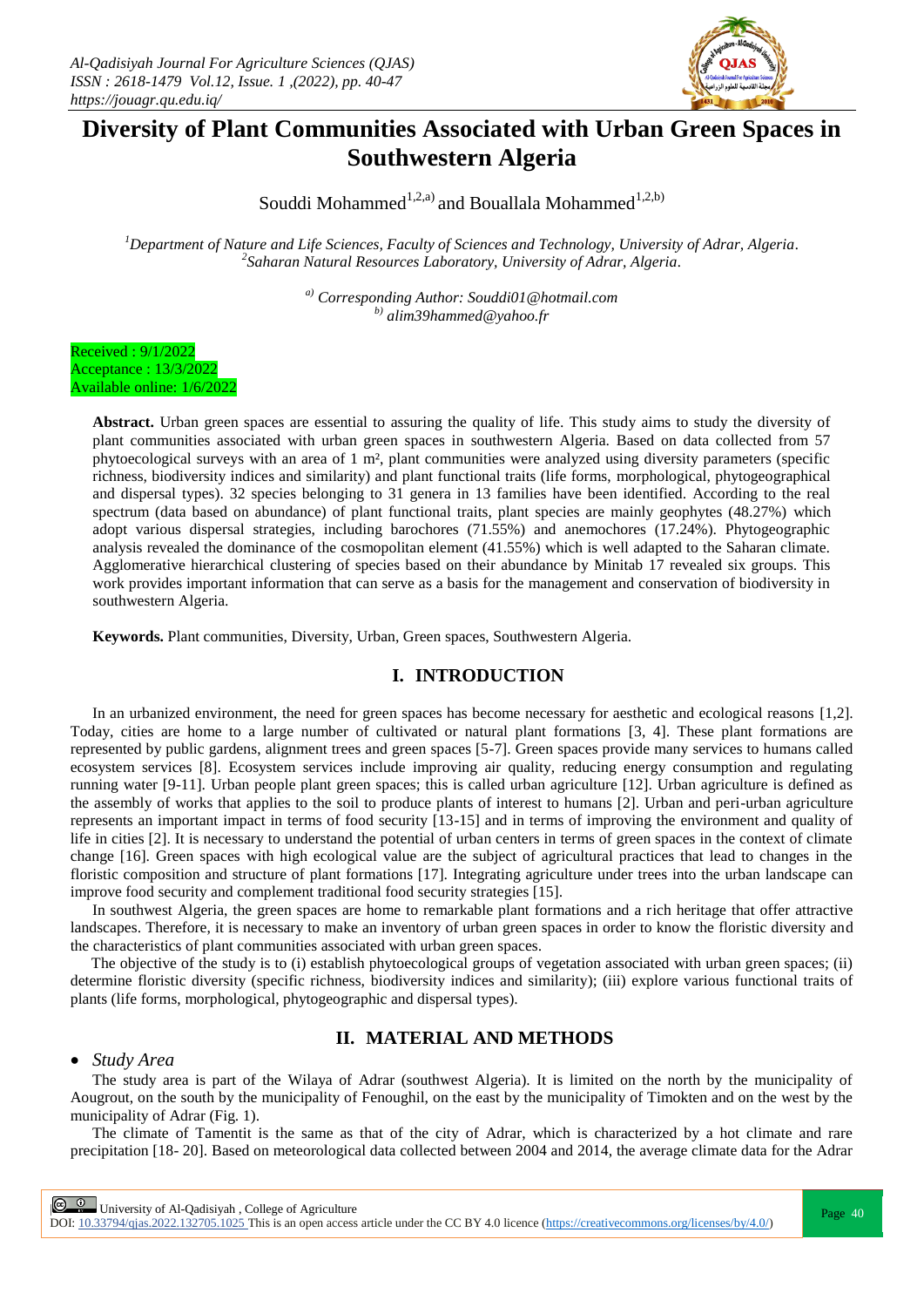# Diversity of Plant Communities Associated with Urban Green Spaces in Southwestern Algeria

Souddi Mohammed[1,2,a)] and Bouallala Mohammed[1,2,b)]

*[1]Department of Nature and Life Sciences, Faculty of Sciences and Technology, University of Adrar, Algeria.*
*[2]Saharan Natural Resources Laboratory, University of Adrar, Algeria.*

*[a)] Corresponding Author: Souddi01@hotmail.com*
*[b)] alim39hammed@yahoo.fr*

Received : 9/1/2022
Acceptance : 13/3/2022
Available online: 1/6/2022

**Abstract.** Urban green spaces are essential to assuring the quality of life. This study aims to study the diversity of plant communities associated with urban green spaces in southwestern Algeria. Based on data collected from 57 phytoecological surveys with an area of 1 m², plant communities were analyzed using diversity parameters (specific richness, biodiversity indices and similarity) and plant functional traits (life forms, morphological, phytogeographical and dispersal types). 32 species belonging to 31 genera in 13 families have been identified. According to the real spectrum (data based on abundance) of plant functional traits, plant species are mainly geophytes (48.27%) which adopt various dispersal strategies, including barochores (71.55%) and anemochores (17.24%). Phytogeographic analysis revealed the dominance of the cosmopolitan element (41.55%) which is well adapted to the Saharan climate. Agglomerative hierarchical clustering of species based on their abundance by Minitab 17 revealed six groups. This work provides important information that can serve as a basis for the management and conservation of biodiversity in southwestern Algeria.

**Keywords.** Plant communities, Diversity, Urban, Green spaces, Southwestern Algeria.

## I. INTRODUCTION

In an urbanized environment, the need for green spaces has become necessary for aesthetic and ecological reasons [1,2]. Today, cities are home to a large number of cultivated or natural plant formations [3, 4]. These plant formations are represented by public gardens, alignment trees and green spaces [5-7]. Green spaces provide many services to humans called ecosystem services [8]. Ecosystem services include improving air quality, reducing energy consumption and regulating running water [9-11]. Urban people plant green spaces; this is called urban agriculture [12]. Urban agriculture is defined as the assembly of works that applies to the soil to produce plants of interest to humans [2]. Urban and peri-urban agriculture represents an important impact in terms of food security [13-15] and in terms of improving the environment and quality of life in cities [2]. It is necessary to understand the potential of urban centers in terms of green spaces in the context of climate change [16]. Green spaces with high ecological value are the subject of agricultural practices that lead to changes in the floristic composition and structure of plant formations [17]. Integrating agriculture under trees into the urban landscape can improve food security and complement traditional food security strategies [15].

In southwest Algeria, the green spaces are home to remarkable plant formations and a rich heritage that offer attractive landscapes. Therefore, it is necessary to make an inventory of urban green spaces in order to know the floristic diversity and the characteristics of plant communities associated with urban green spaces.

The objective of the study is to (i) establish phytoecological groups of vegetation associated with urban green spaces; (ii) determine floristic diversity (specific richness, biodiversity indices and similarity); (iii) explore various functional traits of plants (life forms, morphological, phytogeographic and dispersal types).

## II. MATERIAL AND METHODS

- *Study Area*

The study area is part of the Wilaya of Adrar (southwest Algeria). It is limited on the north by the municipality of Aougrout, on the south by the municipality of Fenoughil, on the east by the municipality of Timokten and on the west by the municipality of Adrar (Fig. 1).

The climate of Tamentit is the same as that of the city of Adrar, which is characterized by a hot climate and rare precipitation [18- 20]. Based on meteorological data collected between 2004 and 2014, the average climate data for the Adrar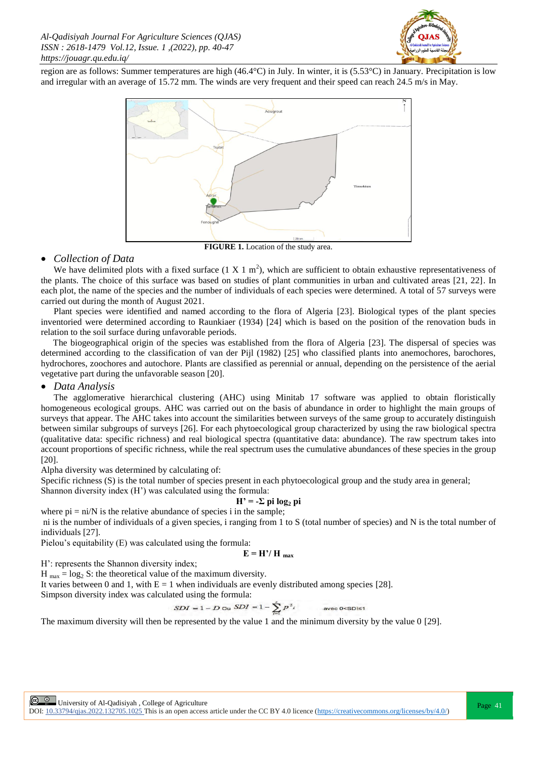region are as follows: Summer temperatures are high (46.4°C) in July. In winter, it is (5.53°C) in January. Precipitation is low and irregular with an average of 15.72 mm. The winds are very frequent and their speed can reach 24.5 m/s in May.

**FIGURE 1.** Location of the study area.

- *Collection of Data*

We have delimited plots with a fixed surface (1 X 1 $m^2$), which are sufficient to obtain exhaustive representativeness of the plants. The choice of this surface was based on studies of plant communities in urban and cultivated areas [21, 22]. In each plot, the name of the species and the number of individuals of each species were determined. A total of 57 surveys were carried out during the month of August 2021.

Plant species were identified and named according to the flora of Algeria [23]. Biological types of the plant species inventoried were determined according to Raunkiaer (1934) [24] which is based on the position of the renovation buds in relation to the soil surface during unfavorable periods.

The biogeographical origin of the species was established from the flora of Algeria [23]. The dispersal of species was determined according to the classification of van der Pijl (1982) [25] who classified plants into anemochores, barochores, hydrochores, zoochores and autochore. Plants are classified as perennial or annual, depending on the persistence of the aerial vegetative part during the unfavorable season [20].

- *Data Analysis*

The agglomerative hierarchical clustering (AHC) using Minitab 17 software was applied to obtain floristically homogeneous ecological groups. AHC was carried out on the basis of abundance in order to highlight the main groups of surveys that appear. The AHC takes into account the similarities between surveys of the same group to accurately distinguish between similar subgroups of surveys [26]. For each phytoecological group characterized by using the raw biological spectra (qualitative data: specific richness) and real biological spectra (quantitative data: abundance). The raw spectrum takes into account proportions of specific richness, while the real spectrum uses the cumulative abundances of these species in the group [20].

Alpha diversity was determined by calculating of:

Specific richness (S) is the total number of species present in each phytoecological group and the study area in general;

Shannon diversity index (H') was calculated using the formula:

$$H' = -\Sigma \, p_i \log_2 p_i$$

where $p_i = n_i/N$ is the relative abundance of species i in the sample;

$n_i$ is the number of individuals of a given species, i ranging from 1 to S (total number of species) and N is the total number of individuals [27].

Pielou's equitability (E) was calculated using the formula:

$$E = H' / H_{max}$$

H': represents the Shannon diversity index;

$H_{max} = \log_2 S$: the theoretical value of the maximum diversity.

It varies between 0 and 1, with E = 1 when individuals are evenly distributed among species [28].

Simpson diversity index was calculated using the formula:

$$SDI = 1 - D \text{ ou } SDI = 1 - \sum_{i=1}^{s} p_i^2 \qquad \text{avec } 0 < SDI \leq 1$$

The maximum diversity will then be represented by the value 1 and the minimum diversity by the value 0 [29].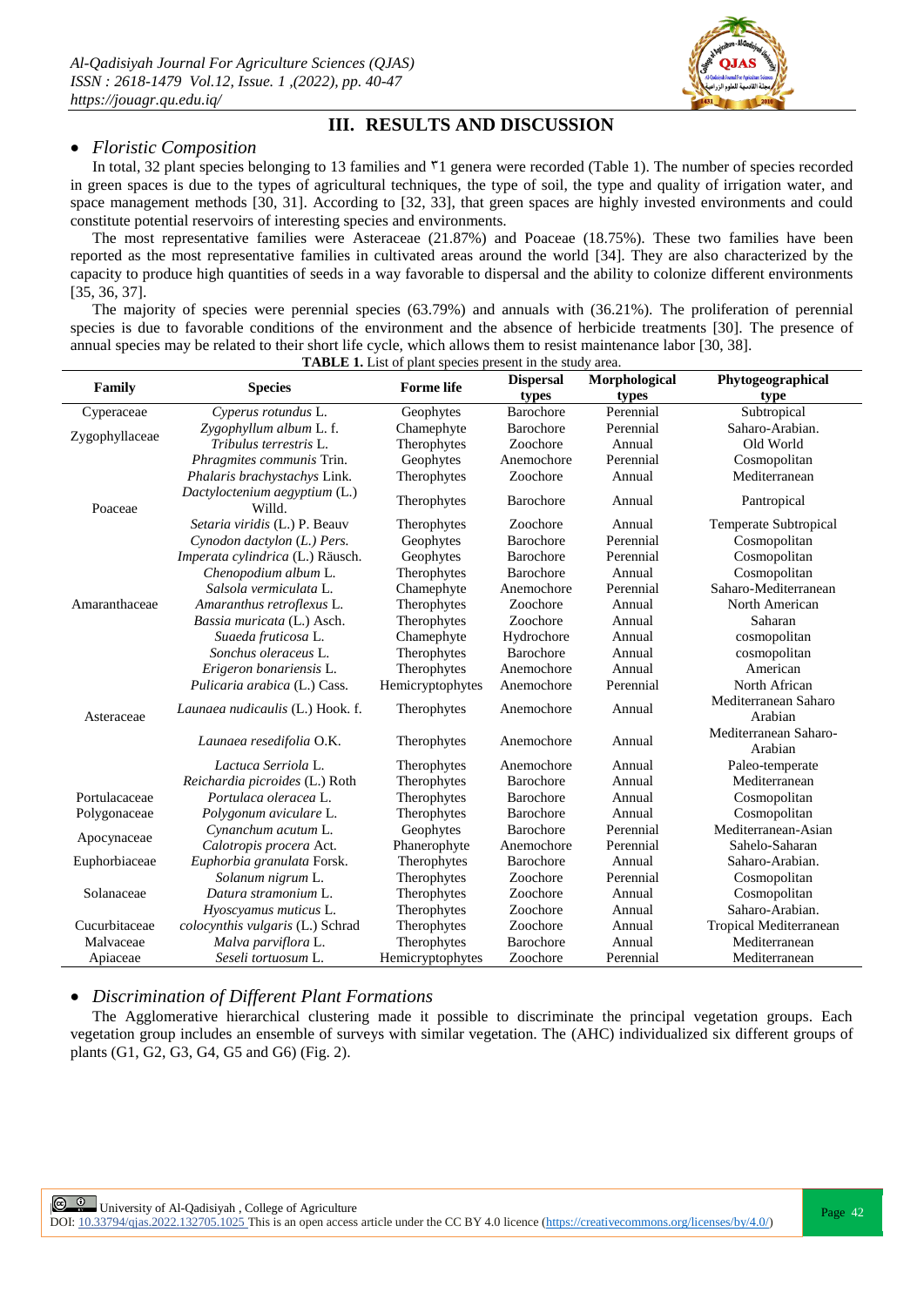## III. RESULTS AND DISCUSSION

- *Floristic Composition*

In total, 32 plant species belonging to 13 families and ٣1 genera were recorded (Table 1). The number of species recorded in green spaces is due to the types of agricultural techniques, the type of soil, the type and quality of irrigation water, and space management methods [30, 31]. According to [32, 33], that green spaces are highly invested environments and could constitute potential reservoirs of interesting species and environments.

The most representative families were Asteraceae (21.87%) and Poaceae (18.75%). These two families have been reported as the most representative families in cultivated areas around the world [34]. They are also characterized by the capacity to produce high quantities of seeds in a way favorable to dispersal and the ability to colonize different environments [35, 36, 37].

The majority of species were perennial species (63.79%) and annuals with (36.21%). The proliferation of perennial species is due to favorable conditions of the environment and the absence of herbicide treatments [30]. The presence of annual species may be related to their short life cycle, which allows them to resist maintenance labor [30, 38].

**TABLE 1.** List of plant species present in the study area.

| Family | Species | Forme life | Dispersal types | Morphological types | Phytogeographical type |
|---|---|---|---|---|---|
| Cyperaceae | *Cyperus rotundus* L. | Geophytes | Barochore | Perennial | Subtropical |
| Zygophyllaceae | *Zygophyllum album* L. f. | Chamephyte | Barochore | Perennial | Saharo-Arabian. |
| | *Tribulus terrestris* L. | Therophytes | Zoochore | Annual | Old World |
| Poaceae | *Phragmites communis* Trin. | Geophytes | Anemochore | Perennial | Cosmopolitan |
| | *Phalaris brachystachys* Link. | Therophytes | Zoochore | Annual | Mediterranean |
| | *Dactyloctenium aegyptium* (L.) Willd. | Therophytes | Barochore | Annual | Pantropical |
| | *Setaria viridis* (L.) P. Beauv | Therophytes | Zoochore | Annual | Temperate Subtropical |
| | *Cynodon dactylon (L.) Pers.* | Geophytes | Barochore | Perennial | Cosmopolitan |
| | *Imperata cylindrica* (L.) Räusch. | Geophytes | Barochore | Perennial | Cosmopolitan |
| Amaranthaceae | *Chenopodium album* L. | Therophytes | Barochore | Annual | Cosmopolitan |
| | *Salsola vermiculata* L. | Chamephyte | Anemochore | Perennial | Saharo-Mediterranean |
| | *Amaranthus retroflexus* L. | Therophytes | Zoochore | Annual | North American |
| | *Bassia muricata* (L.) Asch. | Therophytes | Zoochore | Annual | Saharan |
| | *Suaeda fruticosa* L. | Chamephyte | Hydrochore | Annual | cosmopolitan |
| Asteraceae | *Sonchus oleraceus* L. | Therophytes | Barochore | Annual | cosmopolitan |
| | *Erigeron bonariensis* L. | Therophytes | Anemochore | Annual | American |
| | *Pulicaria arabica* (L.) Cass. | Hemicryptophytes | Anemochore | Perennial | North African |
| | *Launaea nudicaulis* (L.) Hook. f. | Therophytes | Anemochore | Annual | Mediterranean Saharo Arabian |
| | *Launaea resedifolia* O.K. | Therophytes | Anemochore | Annual | Mediterranean Saharo-Arabian |
| | *Lactuca Serriola* L. | Therophytes | Anemochore | Annual | Paleo-temperate |
| | *Reichardia picroides* (L.) Roth | Therophytes | Barochore | Annual | Mediterranean |
| Portulacaceae | *Portulaca oleracea* L. | Therophytes | Barochore | Annual | Cosmopolitan |
| Polygonaceae | *Polygonum aviculare* L. | Therophytes | Barochore | Annual | Cosmopolitan |
| Apocynaceae | *Cynanchum acutum* L. | Geophytes | Barochore | Perennial | Mediterranean-Asian |
| | *Calotropis procera* Act. | Phanerophyte | Anemochore | Perennial | Sahelo-Saharan |
| Euphorbiaceae | *Euphorbia granulata* Forsk. | Therophytes | Barochore | Annual | Saharo-Arabian. |
| Solanaceae | *Solanum nigrum* L. | Therophytes | Zoochore | Perennial | Cosmopolitan |
| | *Datura stramonium* L. | Therophytes | Zoochore | Annual | Cosmopolitan |
| | *Hyoscyamus muticus* L. | Therophytes | Zoochore | Annual | Saharo-Arabian. |
| Cucurbitaceae | *colocynthis vulgaris* (L.) Schrad | Therophytes | Zoochore | Annual | Tropical Mediterranean |
| Malvaceae | *Malva parviflora* L. | Therophytes | Barochore | Annual | Mediterranean |
| Apiaceae | *Seseli tortuosum* L. | Hemicryptophytes | Zoochore | Perennial | Mediterranean |

- *Discrimination of Different Plant Formations*

The Agglomerative hierarchical clustering made it possible to discriminate the principal vegetation groups. Each vegetation group includes an ensemble of surveys with similar vegetation. The (AHC) individualized six different groups of plants (G1, G2, G3, G4, G5 and G6) (Fig. 2).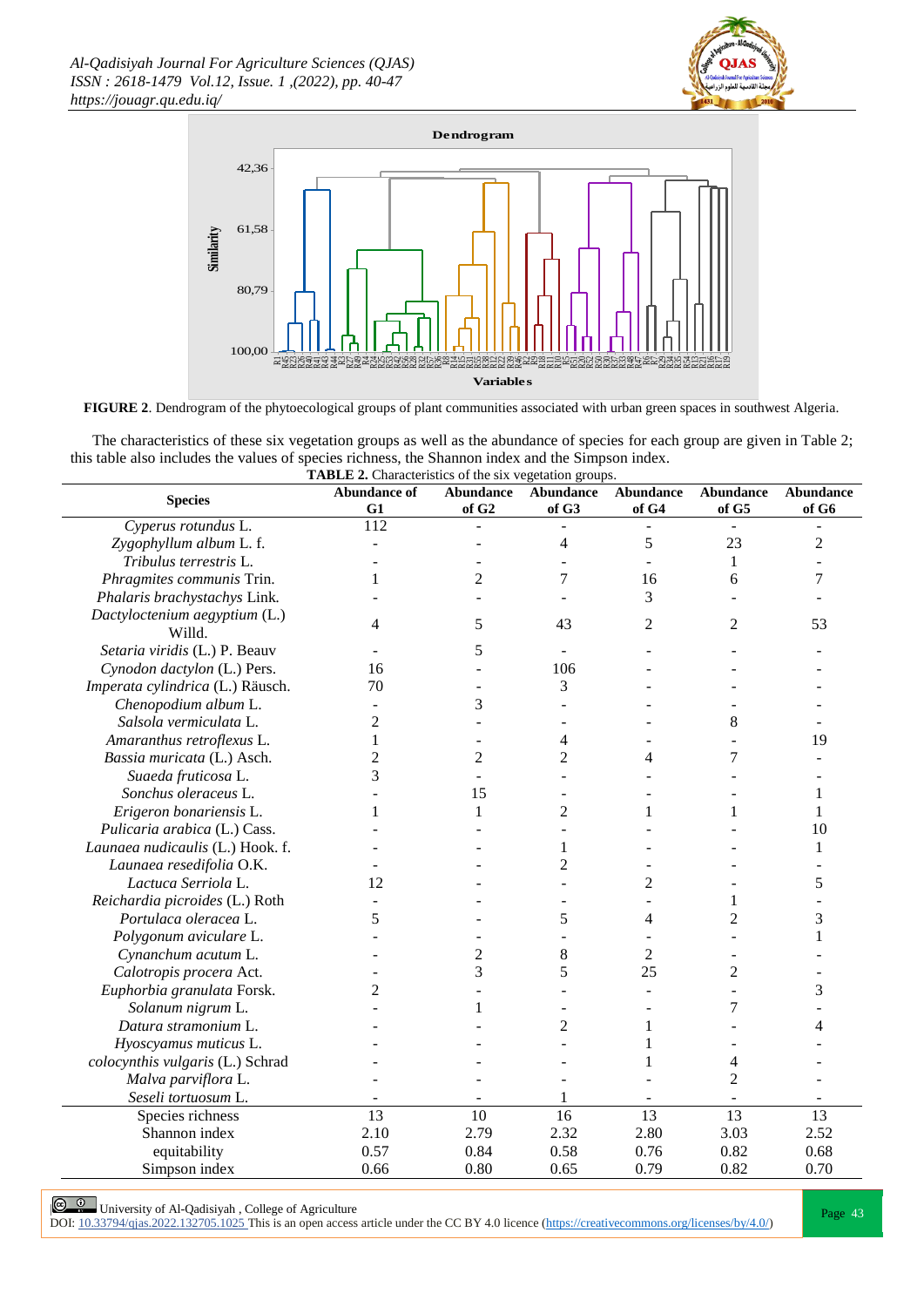FIGURE 2. Dendrogram of the phytoecological groups of plant communities associated with urban green spaces in southwest Algeria.

The characteristics of these six vegetation groups as well as the abundance of species for each group are given in Table 2; this table also includes the values of species richness, the Shannon index and the Simpson index.

**TABLE 2.** Characteristics of the six vegetation groups.

| Species | Abundance of G1 | Abundance of G2 | Abundance of G3 | Abundance of G4 | Abundance of G5 | Abundance of G6 |
|---|---|---|---|---|---|---|
| *Cyperus rotundus* L. | 112 | - | - | - | - | - |
| *Zygophyllum album* L. f. | - | - | 4 | 5 | 23 | 2 |
| *Tribulus terrestris* L. | - | - | - | - | 1 | - |
| *Phragmites communis* Trin. | 1 | 2 | 7 | 16 | 6 | 7 |
| *Phalaris brachystachys* Link. | - | - | - | 3 | - | - |
| *Dactyloctenium aegyptium* (L.) Willd. | 4 | 5 | 43 | 2 | 2 | 53 |
| *Setaria viridis* (L.) P. Beauv | - | 5 | - | - | - | - |
| *Cynodon dactylon* (L.) Pers. | 16 | - | 106 | - | - | - |
| *Imperata cylindrica* (L.) Räusch. | 70 | - | 3 | - | - | - |
| *Chenopodium album* L. | - | 3 | - | - | - | - |
| *Salsola vermiculata* L. | 2 | - | - | - | 8 | - |
| *Amaranthus retroflexus* L. | 1 | - | 4 | - | - | 19 |
| *Bassia muricata* (L.) Asch. | 2 | 2 | 2 | 4 | 7 | - |
| *Suaeda fruticosa* L. | 3 | - | - | - | - | - |
| *Sonchus oleraceus* L. | - | 15 | - | - | - | 1 |
| *Erigeron bonariensis* L. | 1 | 1 | 2 | 1 | 1 | 1 |
| *Pulicaria arabica* (L.) Cass. | - | - | - | - | - | 10 |
| *Launaea nudicaulis* (L.) Hook. f. | - | - | 1 | - | - | 1 |
| *Launaea resedifolia* O.K. | - | - | 2 | - | - | - |
| *Lactuca Serriola* L. | 12 | - | - | 2 | - | 5 |
| *Reichardia picroides* (L.) Roth | - | - | - | - | 1 | - |
| *Portulaca oleracea* L. | 5 | - | 5 | 4 | 2 | 3 |
| *Polygonum aviculare* L. | - | - | - | - | - | 1 |
| *Cynanchum acutum* L. | - | 2 | 8 | 2 | - | - |
| *Calotropis procera* Act. | - | 3 | 5 | 25 | 2 | - |
| *Euphorbia granulata* Forsk. | 2 | - | - | - | - | 3 |
| *Solanum nigrum* L. | - | 1 | - | - | 7 | - |
| *Datura stramonium* L. | - | - | 2 | 1 | - | 4 |
| *Hyoscyamus muticus* L. | - | - | - | 1 | - | - |
| *colocynthis vulgaris* (L.) Schrad | - | - | - | 1 | 4 | - |
| *Malva parviflora* L. | - | - | - | - | 2 | - |
| *Seseli tortuosum* L. | - | - | 1 | - | - | - |
| Species richness | 13 | 10 | 16 | 13 | 13 | 13 |
| Shannon index | 2.10 | 2.79 | 2.32 | 2.80 | 3.03 | 2.52 |
| equitability | 0.57 | 0.84 | 0.58 | 0.76 | 0.82 | 0.68 |
| Simpson index | 0.66 | 0.80 | 0.65 | 0.79 | 0.82 | 0.70 |

University of Al-Qadisiyah , College of Agriculture
DOI: 10.33794/qjas.2022.132705.1025 This is an open access article under the CC BY 4.0 licence (https://creativecommons.org/licenses/by/4.0/)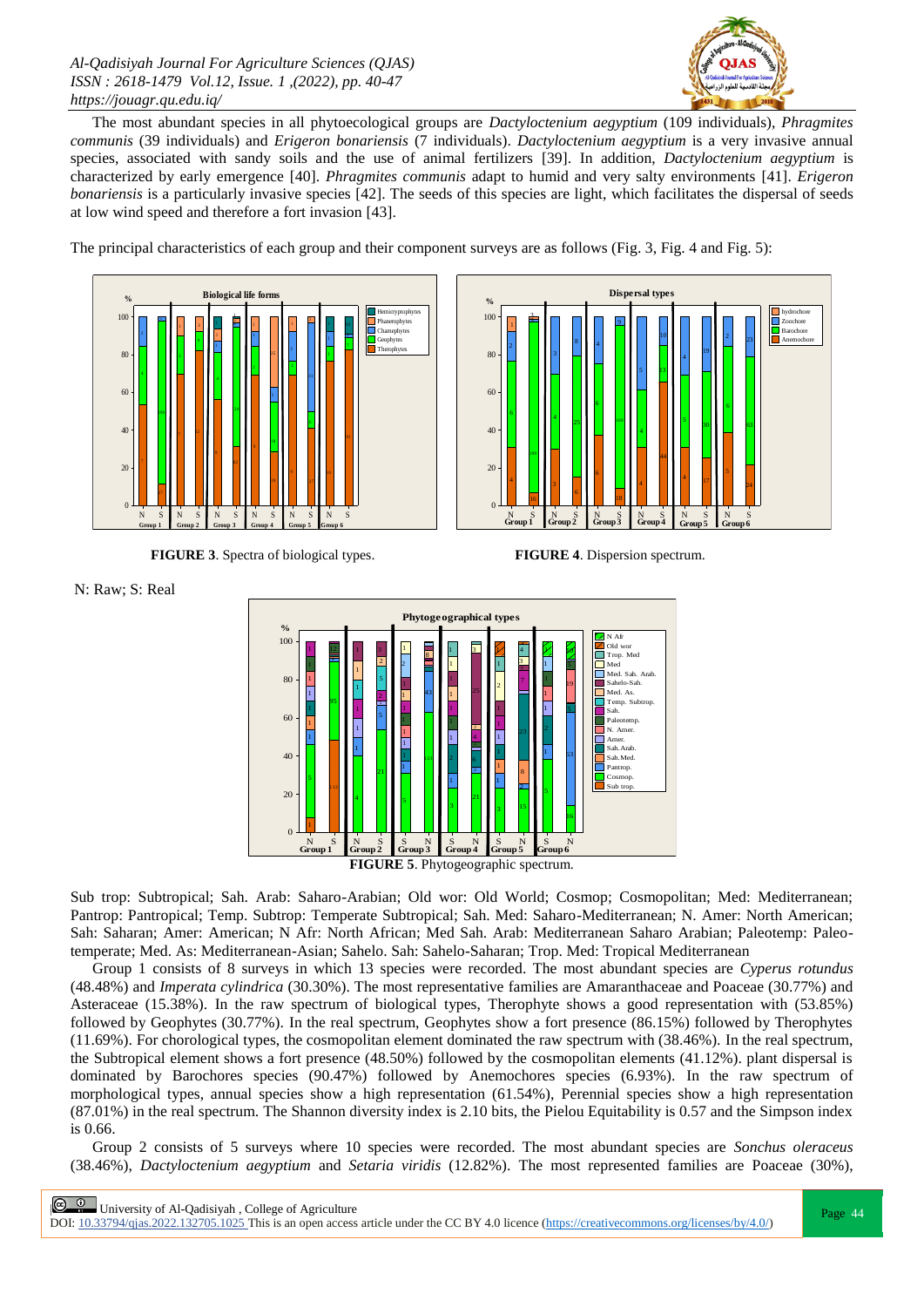The most abundant species in all phytoecological groups are *Dactyloctenium aegyptium* (109 individuals), *Phragmites communis* (39 individuals) and *Erigeron bonariensis* (7 individuals). *Dactyloctenium aegyptium* is a very invasive annual species, associated with sandy soils and the use of animal fertilizers [39]. In addition, *Dactyloctenium aegyptium* is characterized by early emergence [40]. *Phragmites communis* adapt to humid and very salty environments [41]. *Erigeron bonariensis* is a particularly invasive species [42]. The seeds of this species are light, which facilitates the dispersal of seeds at low wind speed and therefore a fort invasion [43].

The principal characteristics of each group and their component surveys are as follows (Fig. 3, Fig. 4 and Fig. 5):

**FIGURE 3**. Spectra of biological types.

**FIGURE 4**. Dispersion spectrum.

N: Raw; S: Real

**FIGURE 5**. Phytogeographic spectrum.

Sub trop: Subtropical; Sah. Arab: Saharo-Arabian; Old wor: Old World; Cosmop; Cosmopolitan; Med: Mediterranean; Pantrop: Pantropical; Temp. Subtrop: Temperate Subtropical; Sah. Med: Saharo-Mediterranean; N. Amer: North American; Sah: Saharan; Amer: American; N Afr: North African; Med Sah. Arab: Mediterranean Saharo Arabian; Paleotemp: Paleo-temperate; Med. As: Mediterranean-Asian; Sahelo. Sah: Sahelo-Saharan; Trop. Med: Tropical Mediterranean

Group 1 consists of 8 surveys in which 13 species were recorded. The most abundant species are *Cyperus rotundus* (48.48%) and *Imperata cylindrica* (30.30%). The most representative families are Amaranthaceae and Poaceae (30.77%) and Asteraceae (15.38%). In the raw spectrum of biological types, Therophyte shows a good representation with (53.85%) followed by Geophytes (30.77%). In the real spectrum, Geophytes show a fort presence (86.15%) followed by Therophytes (11.69%). For chorological types, the cosmopolitan element dominated the raw spectrum with (38.46%). In the real spectrum, the Subtropical element shows a fort presence (48.50%) followed by the cosmopolitan elements (41.12%). plant dispersal is dominated by Barochores species (90.47%) followed by Anemochores species (6.93%). In the raw spectrum of morphological types, annual species show a high representation (61.54%), Perennial species show a high representation (87.01%) in the real spectrum. The Shannon diversity index is 2.10 bits, the Pielou Equitability is 0.57 and the Simpson index is 0.66.

Group 2 consists of 5 surveys where 10 species were recorded. The most abundant species are *Sonchus oleraceus* (38.46%), *Dactyloctenium aegyptium* and *Setaria viridis* (12.82%). The most represented families are Poaceae (30%),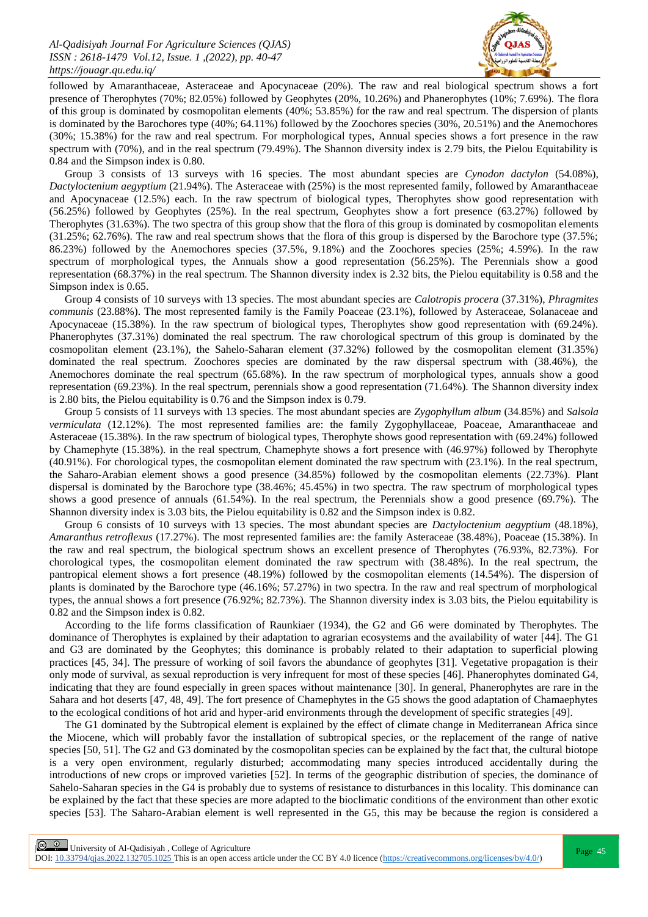followed by Amaranthaceae, Asteraceae and Apocynaceae (20%). The raw and real biological spectrum shows a fort presence of Therophytes (70%; 82.05%) followed by Geophytes (20%, 10.26%) and Phanerophytes (10%; 7.69%). The flora of this group is dominated by cosmopolitan elements (40%; 53.85%) for the raw and real spectrum. The dispersion of plants is dominated by the Barochores type (40%; 64.11%) followed by the Zoochores species (30%, 20.51%) and the Anemochores (30%; 15.38%) for the raw and real spectrum. For morphological types, Annual species shows a fort presence in the raw spectrum with (70%), and in the real spectrum (79.49%). The Shannon diversity index is 2.79 bits, the Pielou Equitability is 0.84 and the Simpson index is 0.80.

Group 3 consists of 13 surveys with 16 species. The most abundant species are *Cynodon dactylon* (54.08%), *Dactyloctenium aegyptium* (21.94%). The Asteraceae with (25%) is the most represented family, followed by Amaranthaceae and Apocynaceae (12.5%) each. In the raw spectrum of biological types, Therophytes show good representation with (56.25%) followed by Geophytes (25%). In the real spectrum, Geophytes show a fort presence (63.27%) followed by Therophytes (31.63%). The two spectra of this group show that the flora of this group is dominated by cosmopolitan elements (31.25%; 62.76%). The raw and real spectrum shows that the flora of this group is dispersed by the Barochore type (37.5%; 86.23%) followed by the Anemochores species (37.5%, 9.18%) and the Zoochores species (25%; 4.59%). In the raw spectrum of morphological types, the Annuals show a good representation (56.25%). The Perennials show a good representation (68.37%) in the real spectrum. The Shannon diversity index is 2.32 bits, the Pielou equitability is 0.58 and the Simpson index is 0.65.

Group 4 consists of 10 surveys with 13 species. The most abundant species are *Calotropis procera* (37.31%), *Phragmites communis* (23.88%). The most represented family is the Family Poaceae (23.1%), followed by Asteraceae, Solanaceae and Apocynaceae (15.38%). In the raw spectrum of biological types, Therophytes show good representation with (69.24%). Phanerophytes (37.31%) dominated the real spectrum. The raw chorological spectrum of this group is dominated by the cosmopolitan element (23.1%), the Sahelo-Saharan element (37.32%) followed by the cosmopolitan element (31.35%) dominated the real spectrum. Zoochores species are dominated by the raw dispersal spectrum with (38.46%), the Anemochores dominate the real spectrum (65.68%). In the raw spectrum of morphological types, annuals show a good representation (69.23%). In the real spectrum, perennials show a good representation (71.64%). The Shannon diversity index is 2.80 bits, the Pielou equitability is 0.76 and the Simpson index is 0.79.

Group 5 consists of 11 surveys with 13 species. The most abundant species are *Zygophyllum album* (34.85%) and *Salsola vermiculata* (12.12%). The most represented families are: the family Zygophyllaceae, Poaceae, Amaranthaceae and Asteraceae (15.38%). In the raw spectrum of biological types, Therophyte shows good representation with (69.24%) followed by Chamephyte (15.38%). in the real spectrum, Chamephyte shows a fort presence with (46.97%) followed by Therophyte (40.91%). For chorological types, the cosmopolitan element dominated the raw spectrum with (23.1%). In the real spectrum, the Saharo-Arabian element shows a good presence (34.85%) followed by the cosmopolitan elements (22.73%). Plant dispersal is dominated by the Barochore type (38.46%; 45.45%) in two spectra. The raw spectrum of morphological types shows a good presence of annuals (61.54%). In the real spectrum, the Perennials show a good presence (69.7%). The Shannon diversity index is 3.03 bits, the Pielou equitability is 0.82 and the Simpson index is 0.82.

Group 6 consists of 10 surveys with 13 species. The most abundant species are *Dactyloctenium aegyptium* (48.18%), *Amaranthus retroflexus* (17.27%). The most represented families are: the family Asteraceae (38.48%), Poaceae (15.38%). In the raw and real spectrum, the biological spectrum shows an excellent presence of Therophytes (76.93%, 82.73%). For chorological types, the cosmopolitan element dominated the raw spectrum with (38.48%). In the real spectrum, the pantropical element shows a fort presence (48.19%) followed by the cosmopolitan elements (14.54%). The dispersion of plants is dominated by the Barochore type (46.16%; 57.27%) in two spectra. In the raw and real spectrum of morphological types, the annual shows a fort presence (76.92%; 82.73%). The Shannon diversity index is 3.03 bits, the Pielou equitability is 0.82 and the Simpson index is 0.82.

According to the life forms classification of Raunkiaer (1934), the G2 and G6 were dominated by Therophytes. The dominance of Therophytes is explained by their adaptation to agrarian ecosystems and the availability of water [44]. The G1 and G3 are dominated by the Geophytes; this dominance is probably related to their adaptation to superficial plowing practices [45, 34]. The pressure of working of soil favors the abundance of geophytes [31]. Vegetative propagation is their only mode of survival, as sexual reproduction is very infrequent for most of these species [46]. Phanerophytes dominated G4, indicating that they are found especially in green spaces without maintenance [30]. In general, Phanerophytes are rare in the Sahara and hot deserts [47, 48, 49]. The fort presence of Chamephytes in the G5 shows the good adaptation of Chamaephytes to the ecological conditions of hot arid and hyper-arid environments through the development of specific strategies [49].

The G1 dominated by the Subtropical element is explained by the effect of climate change in Mediterranean Africa since the Miocene, which will probably favor the installation of subtropical species, or the replacement of the range of native species [50, 51]. The G2 and G3 dominated by the cosmopolitan species can be explained by the fact that, the cultural biotope is a very open environment, regularly disturbed; accommodating many species introduced accidentally during the introductions of new crops or improved varieties [52]. In terms of the geographic distribution of species, the dominance of Sahelo-Saharan species in the G4 is probably due to systems of resistance to disturbances in this locality. This dominance can be explained by the fact that these species are more adapted to the bioclimatic conditions of the environment than other exotic species [53]. The Saharo-Arabian element is well represented in the G5, this may be because the region is considered a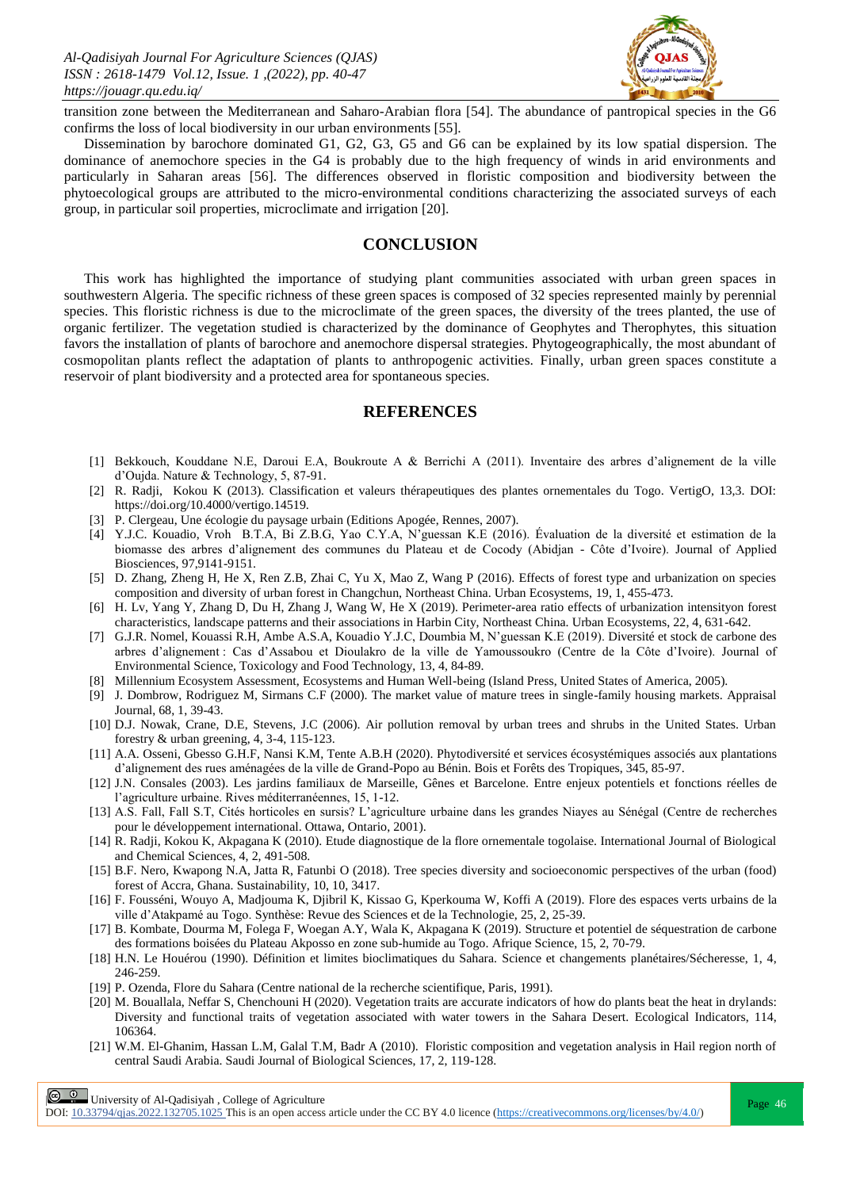transition zone between the Mediterranean and Saharo-Arabian flora [54]. The abundance of pantropical species in the G6 confirms the loss of local biodiversity in our urban environments [55].

Dissemination by barochore dominated G1, G2, G3, G5 and G6 can be explained by its low spatial dispersion. The dominance of anemochore species in the G4 is probably due to the high frequency of winds in arid environments and particularly in Saharan areas [56]. The differences observed in floristic composition and biodiversity between the phytoecological groups are attributed to the micro-environmental conditions characterizing the associated surveys of each group, in particular soil properties, microclimate and irrigation [20].

## CONCLUSION

This work has highlighted the importance of studying plant communities associated with urban green spaces in southwestern Algeria. The specific richness of these green spaces is composed of 32 species represented mainly by perennial species. This floristic richness is due to the microclimate of the green spaces, the diversity of the trees planted, the use of organic fertilizer. The vegetation studied is characterized by the dominance of Geophytes and Therophytes, this situation favors the installation of plants of barochore and anemochore dispersal strategies. Phytogeographically, the most abundant of cosmopolitan plants reflect the adaptation of plants to anthropogenic activities. Finally, urban green spaces constitute a reservoir of plant biodiversity and a protected area for spontaneous species.

## REFERENCES

[1] Bekkouch, Kouddane N.E, Daroui E.A, Boukroute A & Berrichi A (2011). Inventaire des arbres d'alignement de la ville d'Oujda. Nature & Technology, 5, 87-91.

[2] R. Radji, Kokou K (2013). Classification et valeurs thérapeutiques des plantes ornementales du Togo. VertigO, 13,3. DOI: https://doi.org/10.4000/vertigo.14519.

[3] P. Clergeau, Une écologie du paysage urbain (Editions Apogée, Rennes, 2007).

[4] Y.J.C. Kouadio, Vroh B.T.A, Bi Z.B.G, Yao C.Y.A, N'guessan K.E (2016). Évaluation de la diversité et estimation de la biomasse des arbres d'alignement des communes du Plateau et de Cocody (Abidjan - Côte d'Ivoire). Journal of Applied Biosciences, 97,9141-9151.

[5] D. Zhang, Zheng H, He X, Ren Z.B, Zhai C, Yu X, Mao Z, Wang P (2016). Effects of forest type and urbanization on species composition and diversity of urban forest in Changchun, Northeast China. Urban Ecosystems, 19, 1, 455-473.

[6] H. Lv, Yang Y, Zhang D, Du H, Zhang J, Wang W, He X (2019). Perimeter-area ratio effects of urbanization intensityon forest characteristics, landscape patterns and their associations in Harbin City, Northeast China. Urban Ecosystems, 22, 4, 631-642.

[7] G.J.R. Nomel, Kouassi R.H, Ambe A.S.A, Kouadio Y.J.C, Doumbia M, N'guessan K.E (2019). Diversité et stock de carbone des arbres d'alignement : Cas d'Assabou et Dioulakro de la ville de Yamoussoukro (Centre de la Côte d'Ivoire). Journal of Environmental Science, Toxicology and Food Technology, 13, 4, 84-89.

[8] Millennium Ecosystem Assessment, Ecosystems and Human Well-being (Island Press, United States of America, 2005).

[9] J. Dombrow, Rodriguez M, Sirmans C.F (2000). The market value of mature trees in single-family housing markets. Appraisal Journal, 68, 1, 39-43.

[10] D.J. Nowak, Crane, D.E, Stevens, J.C (2006). Air pollution removal by urban trees and shrubs in the United States. Urban forestry & urban greening, 4, 3-4, 115-123.

[11] A.A. Osseni, Gbesso G.H.F, Nansi K.M, Tente A.B.H (2020). Phytodiversité et services écosystémiques associés aux plantations d'alignement des rues aménagées de la ville de Grand-Popo au Bénin. Bois et Forêts des Tropiques, 345, 85-97.

[12] J.N. Consales (2003). Les jardins familiaux de Marseille, Gênes et Barcelone. Entre enjeux potentiels et fonctions réelles de l'agriculture urbaine. Rives méditerranéennes, 15, 1-12.

[13] A.S. Fall, Fall S.T, Cités horticoles en sursis? L'agriculture urbaine dans les grandes Niayes au Sénégal (Centre de recherches pour le développement international. Ottawa, Ontario, 2001).

[14] R. Radji, Kokou K, Akpagana K (2010). Etude diagnostique de la flore ornementale togolaise. International Journal of Biological and Chemical Sciences, 4, 2, 491-508.

[15] B.F. Nero, Kwapong N.A, Jatta R, Fatunbi O (2018). Tree species diversity and socioeconomic perspectives of the urban (food) forest of Accra, Ghana. Sustainability, 10, 10, 3417.

[16] F. Fousséni, Wouyo A, Madjouma K, Djibril K, Kissao G, Kperkouma W, Koffi A (2019). Flore des espaces verts urbains de la ville d'Atakpamé au Togo. Synthèse: Revue des Sciences et de la Technologie, 25, 2, 25-39.

[17] B. Kombate, Dourma M, Folega F, Woegan A.Y, Wala K, Akpagana K (2019). Structure et potentiel de séquestration de carbone des formations boisées du Plateau Akposso en zone sub-humide au Togo. Afrique Science, 15, 2, 70-79.

[18] H.N. Le Houérou (1990). Définition et limites bioclimatiques du Sahara. Science et changements planétaires/Sécheresse, 1, 4, 246-259.

[19] P. Ozenda, Flore du Sahara (Centre national de la recherche scientifique, Paris, 1991).

[20] M. Bouallala, Neffar S, Chenchouni H (2020). Vegetation traits are accurate indicators of how do plants beat the heat in drylands: Diversity and functional traits of vegetation associated with water towers in the Sahara Desert. Ecological Indicators, 114, 106364.

[21] W.M. El-Ghanim, Hassan L.M, Galal T.M, Badr A (2010). Floristic composition and vegetation analysis in Hail region north of central Saudi Arabia. Saudi Journal of Biological Sciences, 17, 2, 119-128.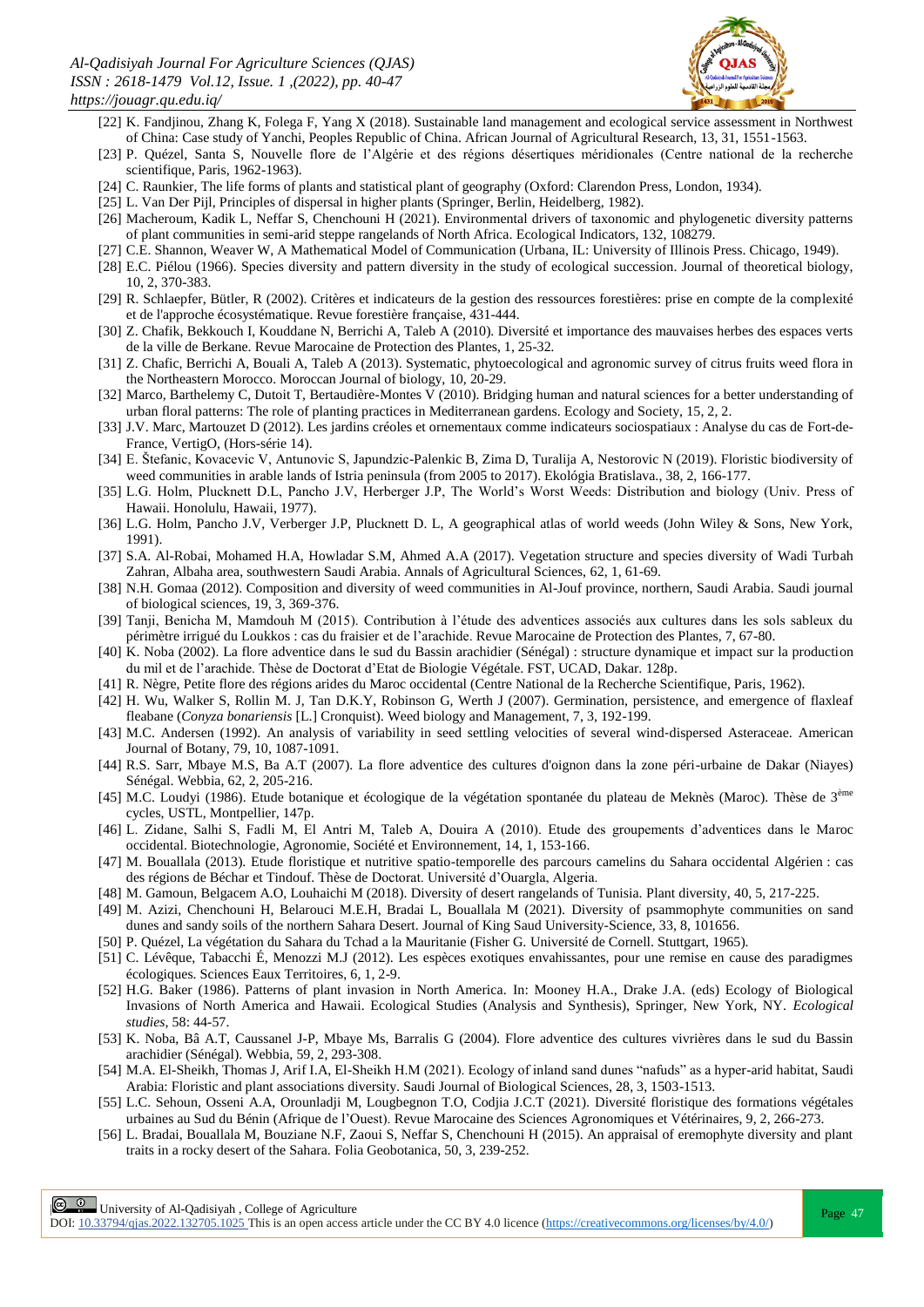[22] K. Fandjinou, Zhang K, Folega F, Yang X (2018). Sustainable land management and ecological service assessment in Northwest of China: Case study of Yanchi, Peoples Republic of China. African Journal of Agricultural Research, 13, 31, 1551-1563.

[23] P. Quézel, Santa S, Nouvelle flore de l'Algérie et des régions désertiques méridionales (Centre national de la recherche scientifique, Paris, 1962-1963).

[24] C. Raunkier, The life forms of plants and statistical plant of geography (Oxford: Clarendon Press, London, 1934).

[25] L. Van Der Pijl, Principles of dispersal in higher plants (Springer, Berlin, Heidelberg, 1982).

[26] Macheroum, Kadik L, Neffar S, Chenchouni H (2021). Environmental drivers of taxonomic and phylogenetic diversity patterns of plant communities in semi-arid steppe rangelands of North Africa. Ecological Indicators, 132, 108279.

[27] C.E. Shannon, Weaver W, A Mathematical Model of Communication (Urbana, IL: University of Illinois Press. Chicago, 1949).

[28] E.C. Piélou (1966). Species diversity and pattern diversity in the study of ecological succession. Journal of theoretical biology, 10, 2, 370-383.

[29] R. Schlaepfer, Bütler, R (2002). Critères et indicateurs de la gestion des ressources forestières: prise en compte de la complexité et de l'approche écosystématique. Revue forestière française, 431-444.

[30] Z. Chafik, Bekkouch I, Kouddane N, Berrichi A, Taleb A (2010). Diversité et importance des mauvaises herbes des espaces verts de la ville de Berkane. Revue Marocaine de Protection des Plantes, 1, 25-32.

[31] Z. Chafic, Berrichi A, Bouali A, Taleb A (2013). Systematic, phytoecological and agronomic survey of citrus fruits weed flora in the Northeastern Morocco. Moroccan Journal of biology, 10, 20-29.

[32] Marco, Barthelemy C, Dutoit T, Bertaudière-Montes V (2010). Bridging human and natural sciences for a better understanding of urban floral patterns: The role of planting practices in Mediterranean gardens. Ecology and Society, 15, 2, 2.

[33] J.V. Marc, Martouzet D (2012). Les jardins créoles et ornementaux comme indicateurs sociospatiaux : Analyse du cas de Fort-de-France, VertigO, (Hors-série 14).

[34] E. Štefanic, Kovacevic V, Antunovic S, Japundzic-Palenkic B, Zima D, Turalija A, Nestorovic N (2019). Floristic biodiversity of weed communities in arable lands of Istria peninsula (from 2005 to 2017). Ekológia Bratislava., 38, 2, 166-177.

[35] L.G. Holm, Plucknett D.L, Pancho J.V, Herberger J.P, The World's Worst Weeds: Distribution and biology (Univ. Press of Hawaii. Honolulu, Hawaii, 1977).

[36] L.G. Holm, Pancho J.V, Verberger J.P, Plucknett D. L, A geographical atlas of world weeds (John Wiley & Sons, New York, 1991).

[37] S.A. Al-Robai, Mohamed H.A, Howladar S.M, Ahmed A.A (2017). Vegetation structure and species diversity of Wadi Turbah Zahran, Albaha area, southwestern Saudi Arabia. Annals of Agricultural Sciences, 62, 1, 61-69.

[38] N.H. Gomaa (2012). Composition and diversity of weed communities in Al-Jouf province, northern, Saudi Arabia. Saudi journal of biological sciences, 19, 3, 369-376.

[39] Tanji, Benicha M, Mamdouh M (2015). Contribution à l'étude des adventices associés aux cultures dans les sols sableux du périmètre irrigué du Loukkos : cas du fraisier et de l'arachide. Revue Marocaine de Protection des Plantes, 7, 67-80.

[40] K. Noba (2002). La flore adventice dans le sud du Bassin arachidier (Sénégal) : structure dynamique et impact sur la production du mil et de l'arachide. Thèse de Doctorat d'Etat de Biologie Végétale. FST, UCAD, Dakar. 128p.

[41] R. Nègre, Petite flore des régions arides du Maroc occidental (Centre National de la Recherche Scientifique, Paris, 1962).

[42] H. Wu, Walker S, Rollin M. J, Tan D.K.Y, Robinson G, Werth J (2007). Germination, persistence, and emergence of flaxleaf fleabane (*Conyza bonariensis* [L.] Cronquist). Weed biology and Management, 7, 3, 192-199.

[43] M.C. Andersen (1992). An analysis of variability in seed settling velocities of several wind-dispersed Asteraceae. American Journal of Botany, 79, 10, 1087-1091.

[44] R.S. Sarr, Mbaye M.S, Ba A.T (2007). La flore adventice des cultures d'oignon dans la zone péri-urbaine de Dakar (Niayes) Sénégal. Webbia, 62, 2, 205-216.

[45] M.C. Loudyi (1986). Etude botanique et écologique de la végétation spontanée du plateau de Meknès (Maroc). Thèse de 3ème cycles, USTL, Montpellier, 147p.

[46] L. Zidane, Salhi S, Fadli M, El Antri M, Taleb A, Douira A (2010). Etude des groupements d'adventices dans le Maroc occidental. Biotechnologie, Agronomie, Société et Environnement, 14, 1, 153-166.

[47] M. Bouallala (2013). Etude floristique et nutritive spatio-temporelle des parcours camelins du Sahara occidental Algérien : cas des régions de Béchar et Tindouf. Thèse de Doctorat. Université d'Ouargla, Algeria.

[48] M. Gamoun, Belgacem A.O, Louhaichi M (2018). Diversity of desert rangelands of Tunisia. Plant diversity, 40, 5, 217-225.

[49] M. Azizi, Chenchouni H, Belarouci M.E.H, Bradai L, Bouallala M (2021). Diversity of psammophyte communities on sand dunes and sandy soils of the northern Sahara Desert. Journal of King Saud University-Science, 33, 8, 101656.

[50] P. Quézel, La végétation du Sahara du Tchad a la Mauritanie (Fisher G. Université de Cornell. Stuttgart, 1965).

[51] C. Lévêque, Tabacchi É, Menozzi M.J (2012). Les espèces exotiques envahissantes, pour une remise en cause des paradigmes écologiques. Sciences Eaux Territoires, 6, 1, 2-9.

[52] H.G. Baker (1986). Patterns of plant invasion in North America. In: Mooney H.A., Drake J.A. (eds) Ecology of Biological Invasions of North America and Hawaii. Ecological Studies (Analysis and Synthesis), Springer, New York, NY. *Ecological studies*, 58: 44-57.

[53] K. Noba, Bâ A.T, Caussanel J-P, Mbaye Ms, Barralis G (2004). Flore adventice des cultures vivrières dans le sud du Bassin arachidier (Sénégal). Webbia, 59, 2, 293-308.

[54] M.A. El-Sheikh, Thomas J, Arif I.A, El-Sheikh H.M (2021). Ecology of inland sand dunes "nafuds" as a hyper-arid habitat, Saudi Arabia: Floristic and plant associations diversity. Saudi Journal of Biological Sciences, 28, 3, 1503-1513.

[55] L.C. Sehoun, Osseni A.A, Orounladji M, Lougbegnon T.O, Codjia J.C.T (2021). Diversité floristique des formations végétales urbaines au Sud du Bénin (Afrique de l'Ouest). Revue Marocaine des Sciences Agronomiques et Vétérinaires, 9, 2, 266-273.

[56] L. Bradai, Bouallala M, Bouziane N.F, Zaoui S, Neffar S, Chenchouni H (2015). An appraisal of eremophyte diversity and plant traits in a rocky desert of the Sahara. Folia Geobotanica, 50, 3, 239-252.